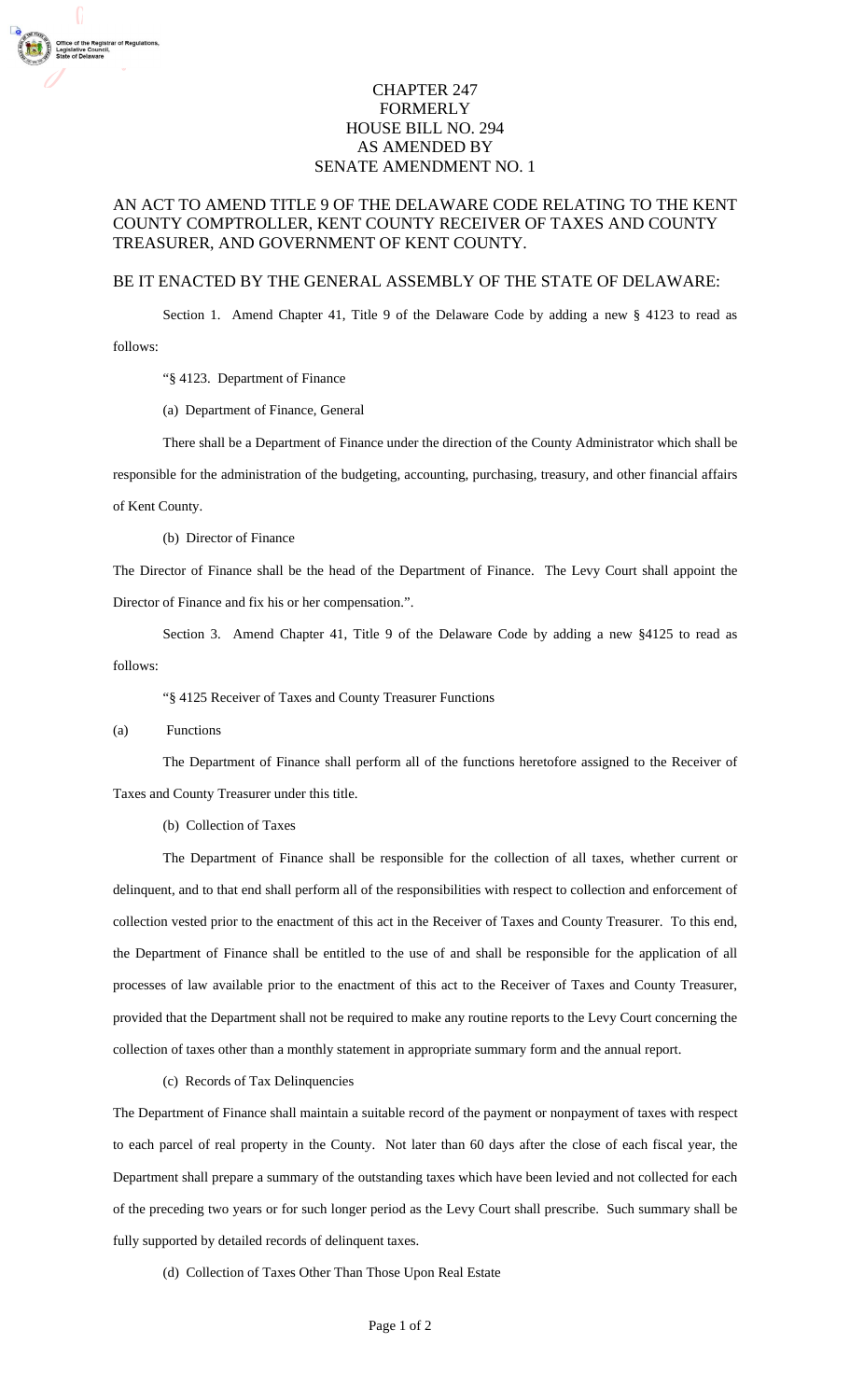# CHAPTER 247
## FORMERLY
## HOUSE BILL NO. 294
## AS AMENDED BY
## SENATE AMENDMENT NO. 1

AN ACT TO AMEND TITLE 9 OF THE DELAWARE CODE RELATING TO THE KENT COUNTY COMPTROLLER, KENT COUNTY RECEIVER OF TAXES AND COUNTY TREASURER, AND GOVERNMENT OF KENT COUNTY.

BE IT ENACTED BY THE GENERAL ASSEMBLY OF THE STATE OF DELAWARE:

Section 1. Amend Chapter 41, Title 9 of the Delaware Code by adding a new § 4123 to read as follows:

"§ 4123. Department of Finance

(a) Department of Finance, General

There shall be a Department of Finance under the direction of the County Administrator which shall be responsible for the administration of the budgeting, accounting, purchasing, treasury, and other financial affairs of Kent County.

(b) Director of Finance

The Director of Finance shall be the head of the Department of Finance. The Levy Court shall appoint the Director of Finance and fix his or her compensation.".

Section 3. Amend Chapter 41, Title 9 of the Delaware Code by adding a new §4125 to read as follows:

"§ 4125 Receiver of Taxes and County Treasurer Functions

(a) Functions

The Department of Finance shall perform all of the functions heretofore assigned to the Receiver of Taxes and County Treasurer under this title.

(b) Collection of Taxes

The Department of Finance shall be responsible for the collection of all taxes, whether current or delinquent, and to that end shall perform all of the responsibilities with respect to collection and enforcement of collection vested prior to the enactment of this act in the Receiver of Taxes and County Treasurer. To this end, the Department of Finance shall be entitled to the use of and shall be responsible for the application of all processes of law available prior to the enactment of this act to the Receiver of Taxes and County Treasurer, provided that the Department shall not be required to make any routine reports to the Levy Court concerning the collection of taxes other than a monthly statement in appropriate summary form and the annual report.

(c) Records of Tax Delinquencies

The Department of Finance shall maintain a suitable record of the payment or nonpayment of taxes with respect to each parcel of real property in the County. Not later than 60 days after the close of each fiscal year, the Department shall prepare a summary of the outstanding taxes which have been levied and not collected for each of the preceding two years or for such longer period as the Levy Court shall prescribe. Such summary shall be fully supported by detailed records of delinquent taxes.

(d) Collection of Taxes Other Than Those Upon Real Estate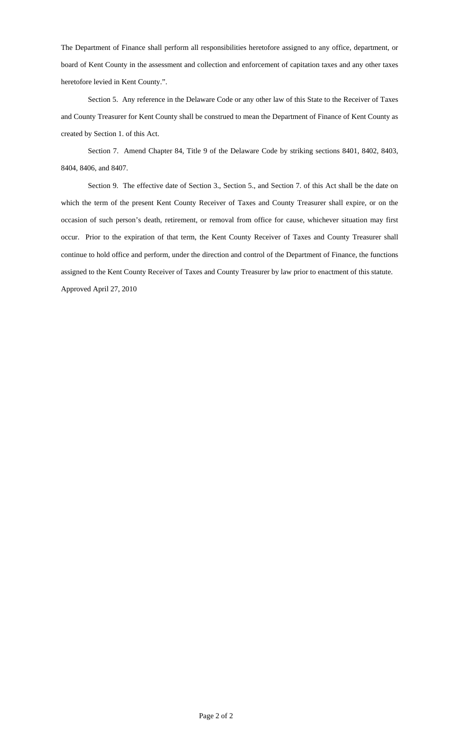The Department of Finance shall perform all responsibilities heretofore assigned to any office, department, or board of Kent County in the assessment and collection and enforcement of capitation taxes and any other taxes heretofore levied in Kent County.".

Section 5. Any reference in the Delaware Code or any other law of this State to the Receiver of Taxes and County Treasurer for Kent County shall be construed to mean the Department of Finance of Kent County as created by Section 1. of this Act.

Section 7. Amend Chapter 84, Title 9 of the Delaware Code by striking sections 8401, 8402, 8403, 8404, 8406, and 8407.

Section 9. The effective date of Section 3., Section 5., and Section 7. of this Act shall be the date on which the term of the present Kent County Receiver of Taxes and County Treasurer shall expire, or on the occasion of such person's death, retirement, or removal from office for cause, whichever situation may first occur. Prior to the expiration of that term, the Kent County Receiver of Taxes and County Treasurer shall continue to hold office and perform, under the direction and control of the Department of Finance, the functions assigned to the Kent County Receiver of Taxes and County Treasurer by law prior to enactment of this statute.

Approved April 27, 2010